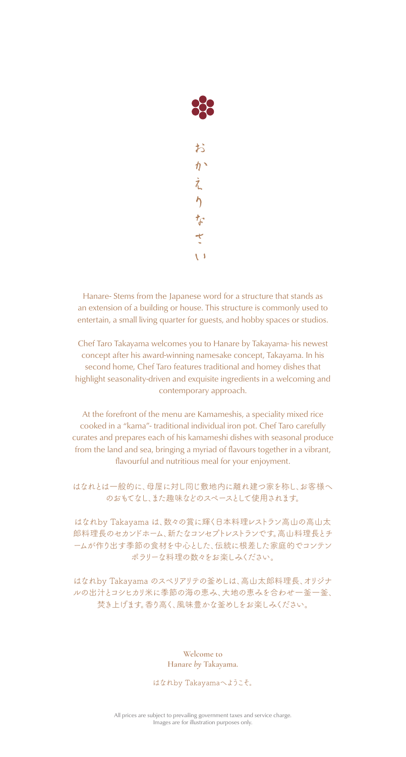おかえりなさい

Hanare- Stems from the Japanese word for a structure that stands as an extension of a building or house. This structure is commonly used to entertain, a small living quarter for guests, and hobby spaces or studios.

Chef Taro Takayama welcomes you to Hanare by Takayama- his newest concept after his award-winning namesake concept, Takayama. In his second home, Chef Taro features traditional and homey dishes that highlight seasonality-driven and exquisite ingredients in a welcoming and contemporary approach.

At the forefront of the menu are Kamameshis, a speciality mixed rice cooked in a "kama"- traditional individual iron pot. Chef Taro carefully curates and prepares each of his kamameshi dishes with seasonal produce from the land and sea, bringing a myriad of flavours together in a vibrant, flavourful and nutritious meal for your enjoyment.

はなれとは一般的に、母屋に対し同じ敷地内に離れ建つ家を称し、お客様へのおもてなし、また趣味などのスペースとして使用されます。

はなれby Takayama は、数々の賞に輝く日本料理レストラン高山の高山太郎料理長のセカンドホーム、新たなコンセプトレストランです。高山料理長とチームが作り出す季節の食材を中心とした、伝統に根差した家庭的でコンテンポラリーな料理の数々をお楽しみください。

はなれby Takayama のスペリアリテの釜めしは、高山太郎料理長、オリジナルの出汁とコシヒカリ米に季節の海の恵み、大地の恵みを合わせ一釜一釜、焚き上げます。香り高く、風味豊かな釜めしをお楽しみください。

**Welcome to**
**Hanare *by* Takayama.**

はなれby Takayamaへようこそ。

All prices are subject to prevailing government taxes and service charge.
Images are for illustration purposes only.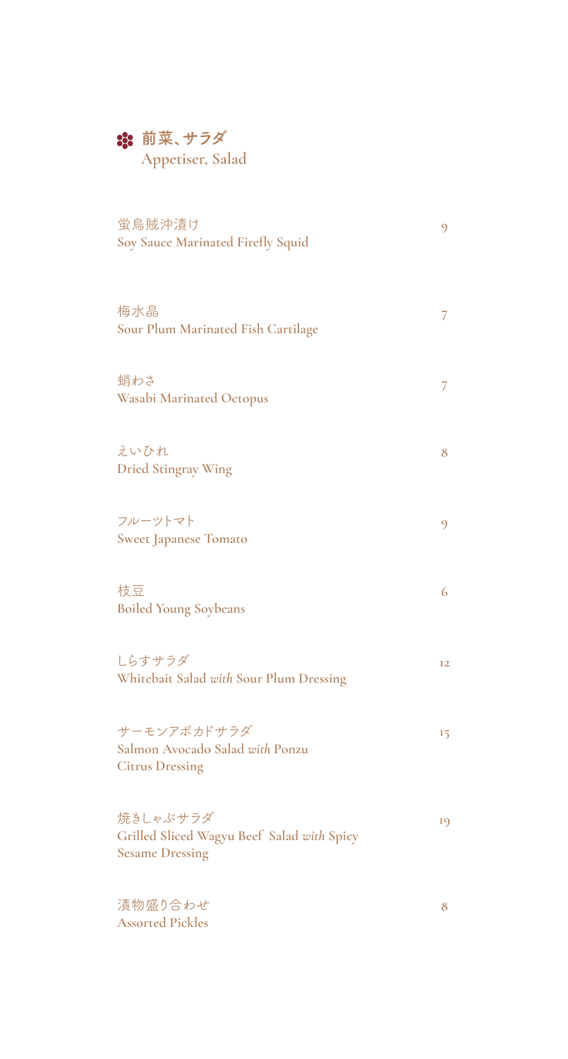## 前菜、サラダ
## Appetiser, Salad

蛍烏賊沖漬け
**Soy Sauce Marinated Firefly Squid** 9

梅水晶
**Sour Plum Marinated Fish Cartilage** 7

蛸わさ
**Wasabi Marinated Octopus** 7

えいひれ
**Dried Stingray Wing** 8

フルーツトマト
**Sweet Japanese Tomato** 9

枝豆
**Boiled Young Soybeans** 6

しらすサラダ
**Whitebait Salad *with* Sour Plum Dressing** 12

サーモンアボカドサラダ
**Salmon Avocado Salad *with* Ponzu Citrus Dressing** 15

焼きしゃぶサラダ
**Grilled Sliced Wagyu Beef Salad *with* Spicy Sesame Dressing** 19

漬物盛り合わせ
**Assorted Pickles** 8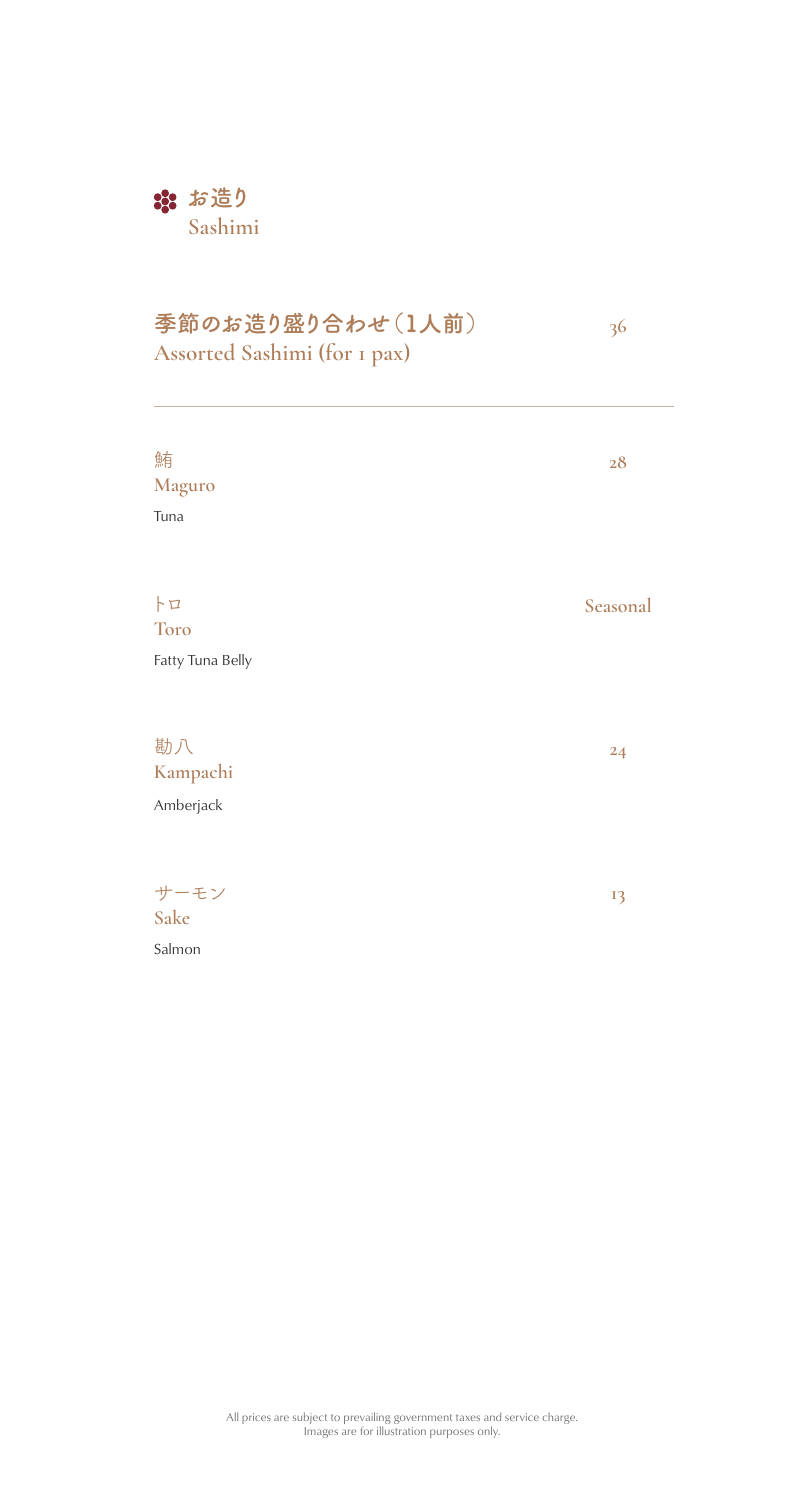## お造り
## Sashimi

### 季節のお造り盛り合わせ（1人前）
**Assorted Sashimi (for 1 pax)** — 36

---

鮪
**Maguro** — 28
Tuna

トロ
**Toro** — Seasonal
Fatty Tuna Belly

勘八
**Kampachi** — 24
Amberjack

サーモン
**Sake** — 13
Salmon

All prices are subject to prevailing government taxes and service charge.
Images are for illustration purposes only.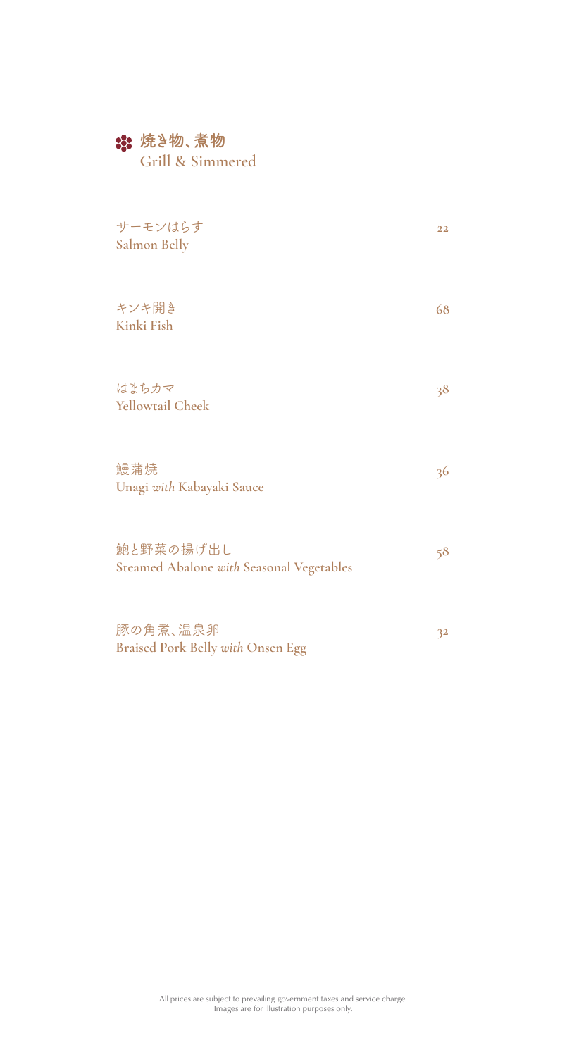## 焼き物、煮物
## Grill & Simmered

サーモンはらす
**Salmon Belly** — 22

キンキ開き
**Kinki Fish** — 68

はまちカマ
**Yellowtail Cheek** — 38

鰻蒲焼
**Unagi *with* Kabayaki Sauce** — 36

鮑と野菜の揚げ出し
**Steamed Abalone *with* Seasonal Vegetables** — 58

豚の角煮、温泉卵
**Braised Pork Belly *with* Onsen Egg** — 32

All prices are subject to prevailing government taxes and service charge.
Images are for illustration purposes only.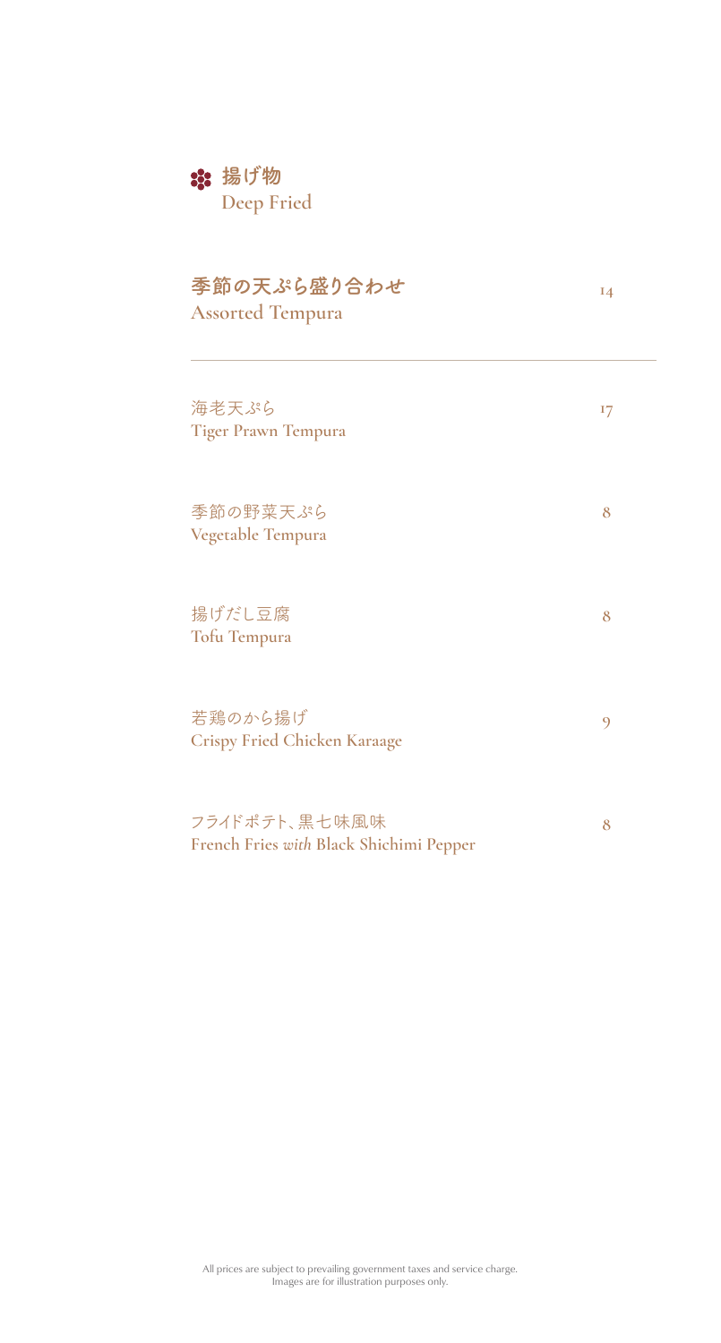## 揚げ物
## Deep Fried

### 季節の天ぷら盛り合わせ
**Assorted Tempura** — 14

---

海老天ぷら
**Tiger Prawn Tempura** — 17

季節の野菜天ぷら
**Vegetable Tempura** — 8

揚げだし豆腐
**Tofu Tempura** — 8

若鶏のから揚げ
**Crispy Fried Chicken Karaage** — 9

フライドポテト、黒七味風味
**French Fries *with* Black Shichimi Pepper** — 8

All prices are subject to prevailing government taxes and service charge.
Images are for illustration purposes only.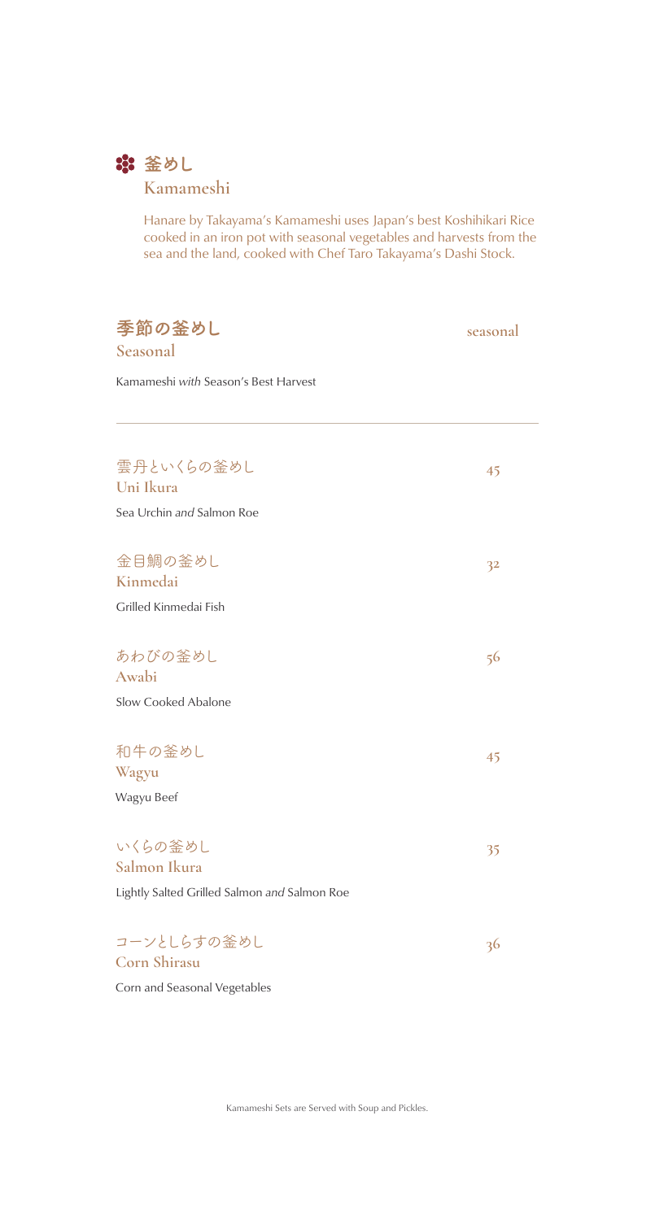## 釜めし
**Kamameshi**

Hanare by Takayama's Kamameshi uses Japan's best Koshihikari Rice cooked in an iron pot with seasonal vegetables and harvests from the sea and the land, cooked with Chef Taro Takayama's Dashi Stock.

### 季節の釜めし
**Seasonal** — seasonal

Kamameshi *with* Season's Best Harvest

---

### 雲丹といくらの釜めし
**Uni Ikura** — 45

Sea Urchin *and* Salmon Roe

### 金目鯛の釜めし
**Kinmedai** — 32

Grilled Kinmedai Fish

### あわびの釜めし
**Awabi** — 56

Slow Cooked Abalone

### 和牛の釜めし
**Wagyu** — 45

Wagyu Beef

### いくらの釜めし
**Salmon Ikura** — 35

Lightly Salted Grilled Salmon *and* Salmon Roe

### コーンとしらすの釜めし
**Corn Shirasu** — 36

Corn and Seasonal Vegetables

Kamameshi Sets are Served with Soup and Pickles.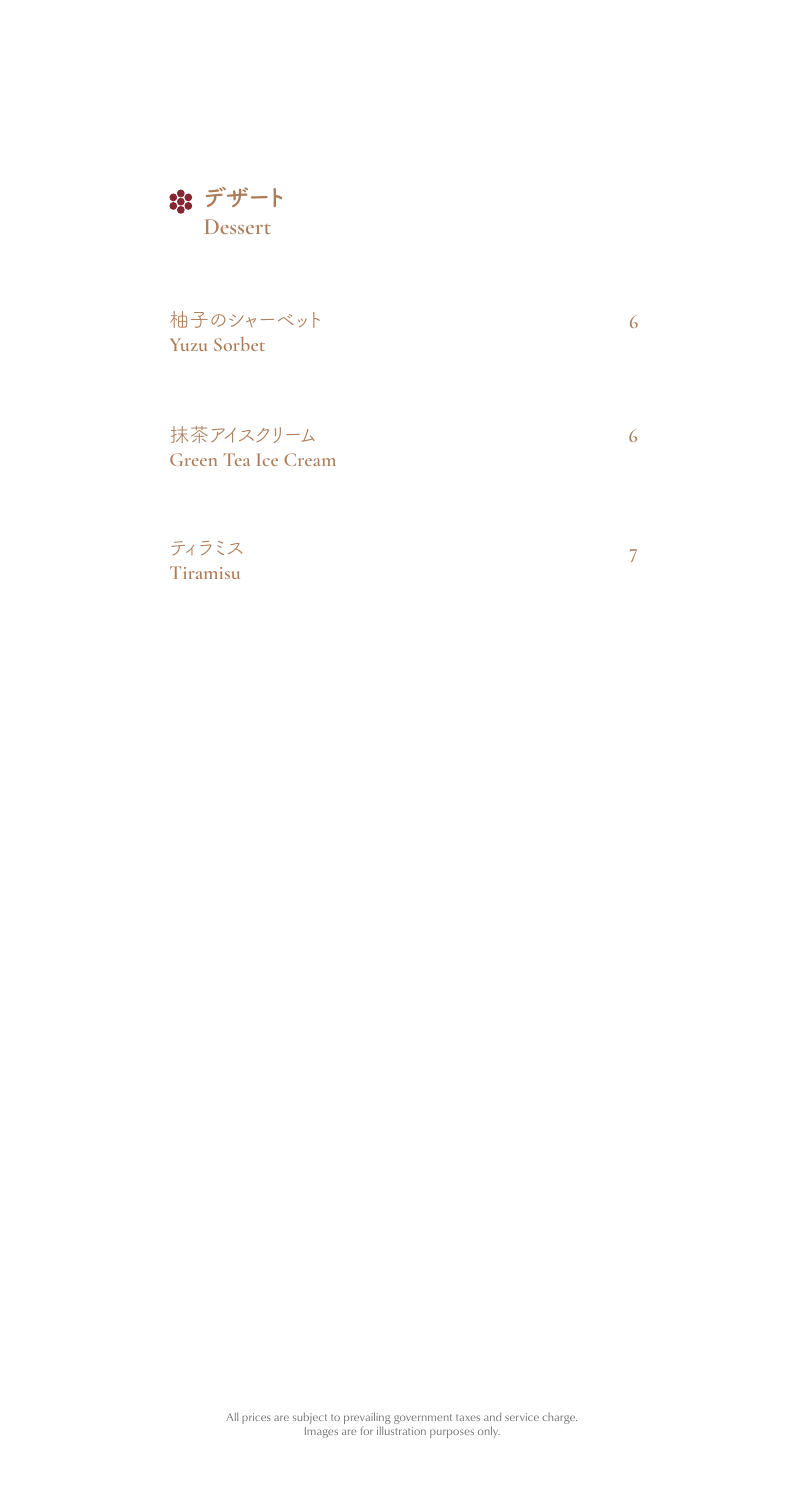## デザート
## Dessert

| | |
|---|---|
| 柚子のシャーベット<br>**Yuzu Sorbet** | 6 |
| 抹茶アイスクリーム<br>**Green Tea Ice Cream** | 6 |
| ティラミス<br>**Tiramisu** | 7 |

All prices are subject to prevailing government taxes and service charge.
Images are for illustration purposes only.